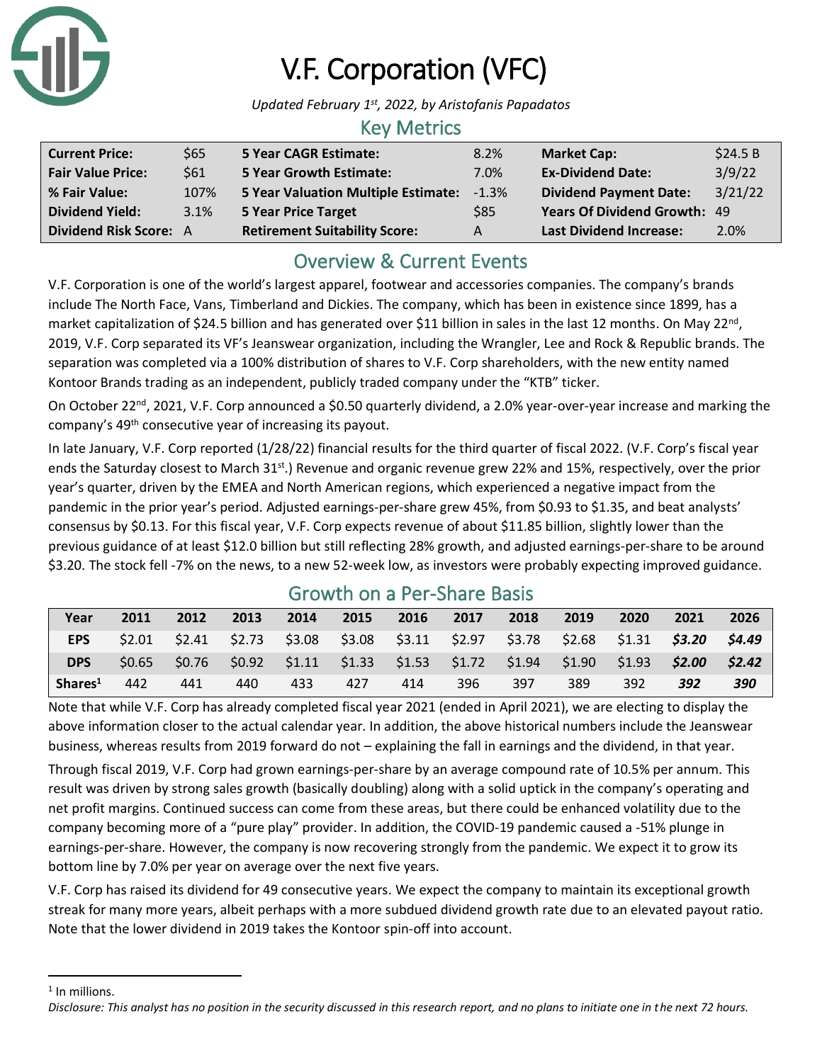# V.F. Corporation (VFC)

*Updated February 1st, 2022, by Aristofanis Papadatos*

## Key Metrics

| | | | | | |
|---|---|---|---|---|---|
| **Current Price:** | $65 | **5 Year CAGR Estimate:** | 8.2% | **Market Cap:** | $24.5 B |
| **Fair Value Price:** | $61 | **5 Year Growth Estimate:** | 7.0% | **Ex-Dividend Date:** | 3/9/22 |
| **% Fair Value:** | 107% | **5 Year Valuation Multiple Estimate:** | -1.3% | **Dividend Payment Date:** | 3/21/22 |
| **Dividend Yield:** | 3.1% | **5 Year Price Target** | $85 | **Years Of Dividend Growth:** | 49 |
| **Dividend Risk Score:** | A | **Retirement Suitability Score:** | A | **Last Dividend Increase:** | 2.0% |

## Overview & Current Events

V.F. Corporation is one of the world's largest apparel, footwear and accessories companies. The company's brands include The North Face, Vans, Timberland and Dickies. The company, which has been in existence since 1899, has a market capitalization of $24.5 billion and has generated over $11 billion in sales in the last 12 months. On May 22nd, 2019, V.F. Corp separated its VF's Jeanswear organization, including the Wrangler, Lee and Rock & Republic brands. The separation was completed via a 100% distribution of shares to V.F. Corp shareholders, with the new entity named Kontoor Brands trading as an independent, publicly traded company under the "KTB" ticker.

On October 22nd, 2021, V.F. Corp announced a $0.50 quarterly dividend, a 2.0% year-over-year increase and marking the company's 49th consecutive year of increasing its payout.

In late January, V.F. Corp reported (1/28/22) financial results for the third quarter of fiscal 2022. (V.F. Corp's fiscal year ends the Saturday closest to March 31st.) Revenue and organic revenue grew 22% and 15%, respectively, over the prior year's quarter, driven by the EMEA and North American regions, which experienced a negative impact from the pandemic in the prior year's period. Adjusted earnings-per-share grew 45%, from $0.93 to $1.35, and beat analysts' consensus by $0.13. For this fiscal year, V.F. Corp expects revenue of about $11.85 billion, slightly lower than the previous guidance of at least $12.0 billion but still reflecting 28% growth, and adjusted earnings-per-share to be around $3.20. The stock fell -7% on the news, to a new 52-week low, as investors were probably expecting improved guidance.

## Growth on a Per-Share Basis

| Year | 2011 | 2012 | 2013 | 2014 | 2015 | 2016 | 2017 | 2018 | 2019 | 2020 | 2021 | 2026 |
|---|---|---|---|---|---|---|---|---|---|---|---|---|
| **EPS** | $2.01 | $2.41 | $2.73 | $3.08 | $3.08 | $3.11 | $2.97 | $3.78 | $2.68 | $1.31 | ***$3.20*** | ***$4.49*** |
| **DPS** | $0.65 | $0.76 | $0.92 | $1.11 | $1.33 | $1.53 | $1.72 | $1.94 | $1.90 | $1.93 | ***$2.00*** | ***$2.42*** |
| **Shares[1]** | 442 | 441 | 440 | 433 | 427 | 414 | 396 | 397 | 389 | 392 | ***392*** | ***390*** |

Note that while V.F. Corp has already completed fiscal year 2021 (ended in April 2021), we are electing to display the above information closer to the actual calendar year. In addition, the above historical numbers include the Jeanswear business, whereas results from 2019 forward do not – explaining the fall in earnings and the dividend, in that year.

Through fiscal 2019, V.F. Corp had grown earnings-per-share by an average compound rate of 10.5% per annum. This result was driven by strong sales growth (basically doubling) along with a solid uptick in the company's operating and net profit margins. Continued success can come from these areas, but there could be enhanced volatility due to the company becoming more of a "pure play" provider. In addition, the COVID-19 pandemic caused a -51% plunge in earnings-per-share. However, the company is now recovering strongly from the pandemic. We expect it to grow its bottom line by 7.0% per year on average over the next five years.

V.F. Corp has raised its dividend for 49 consecutive years. We expect the company to maintain its exceptional growth streak for many more years, albeit perhaps with a more subdued dividend growth rate due to an elevated payout ratio. Note that the lower dividend in 2019 takes the Kontoor spin-off into account.

[1] In millions.

*Disclosure: This analyst has no position in the security discussed in this research report, and no plans to initiate one in the next 72 hours.*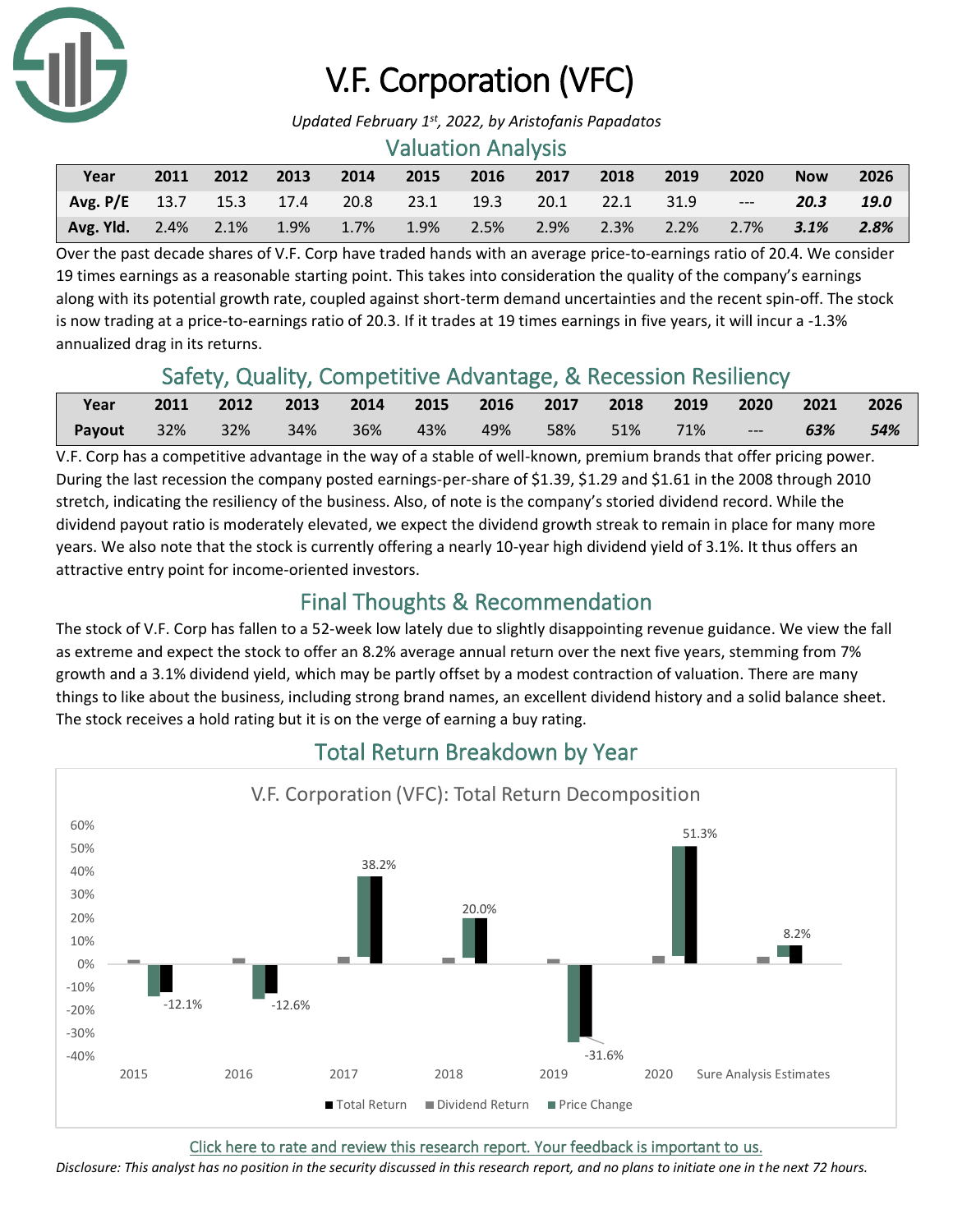# V.F. Corporation (VFC)

*Updated February 1st, 2022, by Aristofanis Papadatos*

## Valuation Analysis

| Year | 2011 | 2012 | 2013 | 2014 | 2015 | 2016 | 2017 | 2018 | 2019 | 2020 | Now | 2026 |
|---|---|---|---|---|---|---|---|---|---|---|---|---|
| Avg. P/E | 13.7 | 15.3 | 17.4 | 20.8 | 23.1 | 19.3 | 20.1 | 22.1 | 31.9 | --- | ***20.3*** | ***19.0*** |
| Avg. Yld. | 2.4% | 2.1% | 1.9% | 1.7% | 1.9% | 2.5% | 2.9% | 2.3% | 2.2% | 2.7% | ***3.1%*** | ***2.8%*** |

Over the past decade shares of V.F. Corp have traded hands with an average price-to-earnings ratio of 20.4. We consider 19 times earnings as a reasonable starting point. This takes into consideration the quality of the company's earnings along with its potential growth rate, coupled against short-term demand uncertainties and the recent spin-off. The stock is now trading at a price-to-earnings ratio of 20.3. If it trades at 19 times earnings in five years, it will incur a -1.3% annualized drag in its returns.

## Safety, Quality, Competitive Advantage, & Recession Resiliency

| Year | 2011 | 2012 | 2013 | 2014 | 2015 | 2016 | 2017 | 2018 | 2019 | 2020 | 2021 | 2026 |
|---|---|---|---|---|---|---|---|---|---|---|---|---|
| Payout | 32% | 32% | 34% | 36% | 43% | 49% | 58% | 51% | 71% | --- | ***63%*** | ***54%*** |

V.F. Corp has a competitive advantage in the way of a stable of well-known, premium brands that offer pricing power. During the last recession the company posted earnings-per-share of $1.39, $1.29 and $1.61 in the 2008 through 2010 stretch, indicating the resiliency of the business. Also, of note is the company's storied dividend record. While the dividend payout ratio is moderately elevated, we expect the dividend growth streak to remain in place for many more years. We also note that the stock is currently offering a nearly 10-year high dividend yield of 3.1%. It thus offers an attractive entry point for income-oriented investors.

## Final Thoughts & Recommendation

The stock of V.F. Corp has fallen to a 52-week low lately due to slightly disappointing revenue guidance. We view the fall as extreme and expect the stock to offer an 8.2% average annual return over the next five years, stemming from 7% growth and a 3.1% dividend yield, which may be partly offset by a modest contraction of valuation. There are many things to like about the business, including strong brand names, an excellent dividend history and a solid balance sheet. The stock receives a hold rating but it is on the verge of earning a buy rating.

## Total Return Breakdown by Year

V.F. Corporation (VFC): Total Return Decomposition

| Year | Total Return |
|---|---|
| 2015 | -12.1% |
| 2016 | -12.6% |
| 2017 | 38.2% |
| 2018 | 20.0% |
| 2019 | -31.6% |
| 2020 | 51.3% |
| Sure Analysis Estimates | 8.2% |

Legend: Total Return, Dividend Return, Price Change

Click here to rate and review this research report. Your feedback is important to us.

*Disclosure: This analyst has no position in the security discussed in this research report, and no plans to initiate one in the next 72 hours.*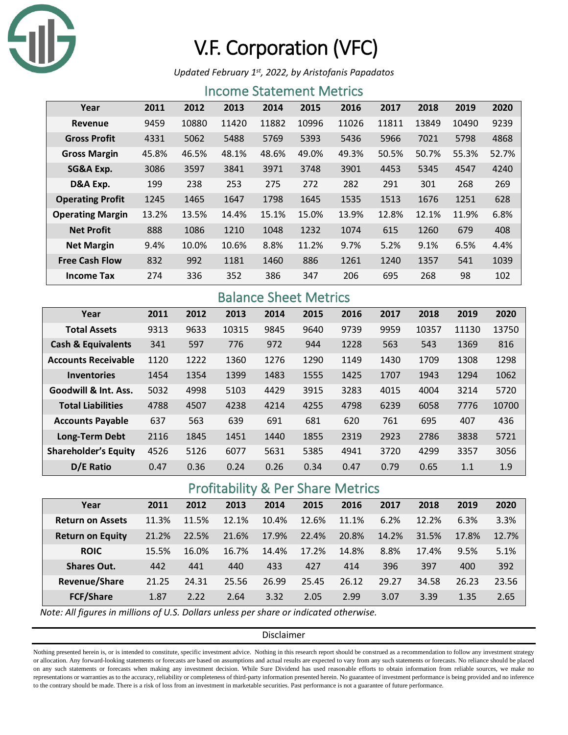# V.F. Corporation (VFC)

*Updated February 1st, 2022, by Aristofanis Papadatos*

## Income Statement Metrics

| Year | 2011 | 2012 | 2013 | 2014 | 2015 | 2016 | 2017 | 2018 | 2019 | 2020 |
|---|---|---|---|---|---|---|---|---|---|---|
| Revenue | 9459 | 10880 | 11420 | 11882 | 10996 | 11026 | 11811 | 13849 | 10490 | 9239 |
| Gross Profit | 4331 | 5062 | 5488 | 5769 | 5393 | 5436 | 5966 | 7021 | 5798 | 4868 |
| Gross Margin | 45.8% | 46.5% | 48.1% | 48.6% | 49.0% | 49.3% | 50.5% | 50.7% | 55.3% | 52.7% |
| SG&A Exp. | 3086 | 3597 | 3841 | 3971 | 3748 | 3901 | 4453 | 5345 | 4547 | 4240 |
| D&A Exp. | 199 | 238 | 253 | 275 | 272 | 282 | 291 | 301 | 268 | 269 |
| Operating Profit | 1245 | 1465 | 1647 | 1798 | 1645 | 1535 | 1513 | 1676 | 1251 | 628 |
| Operating Margin | 13.2% | 13.5% | 14.4% | 15.1% | 15.0% | 13.9% | 12.8% | 12.1% | 11.9% | 6.8% |
| Net Profit | 888 | 1086 | 1210 | 1048 | 1232 | 1074 | 615 | 1260 | 679 | 408 |
| Net Margin | 9.4% | 10.0% | 10.6% | 8.8% | 11.2% | 9.7% | 5.2% | 9.1% | 6.5% | 4.4% |
| Free Cash Flow | 832 | 992 | 1181 | 1460 | 886 | 1261 | 1240 | 1357 | 541 | 1039 |
| Income Tax | 274 | 336 | 352 | 386 | 347 | 206 | 695 | 268 | 98 | 102 |

## Balance Sheet Metrics

| Year | 2011 | 2012 | 2013 | 2014 | 2015 | 2016 | 2017 | 2018 | 2019 | 2020 |
|---|---|---|---|---|---|---|---|---|---|---|
| Total Assets | 9313 | 9633 | 10315 | 9845 | 9640 | 9739 | 9959 | 10357 | 11130 | 13750 |
| Cash & Equivalents | 341 | 597 | 776 | 972 | 944 | 1228 | 563 | 543 | 1369 | 816 |
| Accounts Receivable | 1120 | 1222 | 1360 | 1276 | 1290 | 1149 | 1430 | 1709 | 1308 | 1298 |
| Inventories | 1454 | 1354 | 1399 | 1483 | 1555 | 1425 | 1707 | 1943 | 1294 | 1062 |
| Goodwill & Int. Ass. | 5032 | 4998 | 5103 | 4429 | 3915 | 3283 | 4015 | 4004 | 3214 | 5720 |
| Total Liabilities | 4788 | 4507 | 4238 | 4214 | 4255 | 4798 | 6239 | 6058 | 7776 | 10700 |
| Accounts Payable | 637 | 563 | 639 | 691 | 681 | 620 | 761 | 695 | 407 | 436 |
| Long-Term Debt | 2116 | 1845 | 1451 | 1440 | 1855 | 2319 | 2923 | 2786 | 3838 | 5721 |
| Shareholder's Equity | 4526 | 5126 | 6077 | 5631 | 5385 | 4941 | 3720 | 4299 | 3357 | 3056 |
| D/E Ratio | 0.47 | 0.36 | 0.24 | 0.26 | 0.34 | 0.47 | 0.79 | 0.65 | 1.1 | 1.9 |

## Profitability & Per Share Metrics

| Year | 2011 | 2012 | 2013 | 2014 | 2015 | 2016 | 2017 | 2018 | 2019 | 2020 |
|---|---|---|---|---|---|---|---|---|---|---|
| Return on Assets | 11.3% | 11.5% | 12.1% | 10.4% | 12.6% | 11.1% | 6.2% | 12.2% | 6.3% | 3.3% |
| Return on Equity | 21.2% | 22.5% | 21.6% | 17.9% | 22.4% | 20.8% | 14.2% | 31.5% | 17.8% | 12.7% |
| ROIC | 15.5% | 16.0% | 16.7% | 14.4% | 17.2% | 14.8% | 8.8% | 17.4% | 9.5% | 5.1% |
| Shares Out. | 442 | 441 | 440 | 433 | 427 | 414 | 396 | 397 | 400 | 392 |
| Revenue/Share | 21.25 | 24.31 | 25.56 | 26.99 | 25.45 | 26.12 | 29.27 | 34.58 | 26.23 | 23.56 |
| FCF/Share | 1.87 | 2.22 | 2.64 | 3.32 | 2.05 | 2.99 | 3.07 | 3.39 | 1.35 | 2.65 |

*Note: All figures in millions of U.S. Dollars unless per share or indicated otherwise.*

Disclaimer

Nothing presented herein is, or is intended to constitute, specific investment advice. Nothing in this research report should be construed as a recommendation to follow any investment strategy or allocation. Any forward-looking statements or forecasts are based on assumptions and actual results are expected to vary from any such statements or forecasts. No reliance should be placed on any such statements or forecasts when making any investment decision. While Sure Dividend has used reasonable efforts to obtain information from reliable sources, we make no representations or warranties as to the accuracy, reliability or completeness of third-party information presented herein. No guarantee of investment performance is being provided and no inference to the contrary should be made. There is a risk of loss from an investment in marketable securities. Past performance is not a guarantee of future performance.